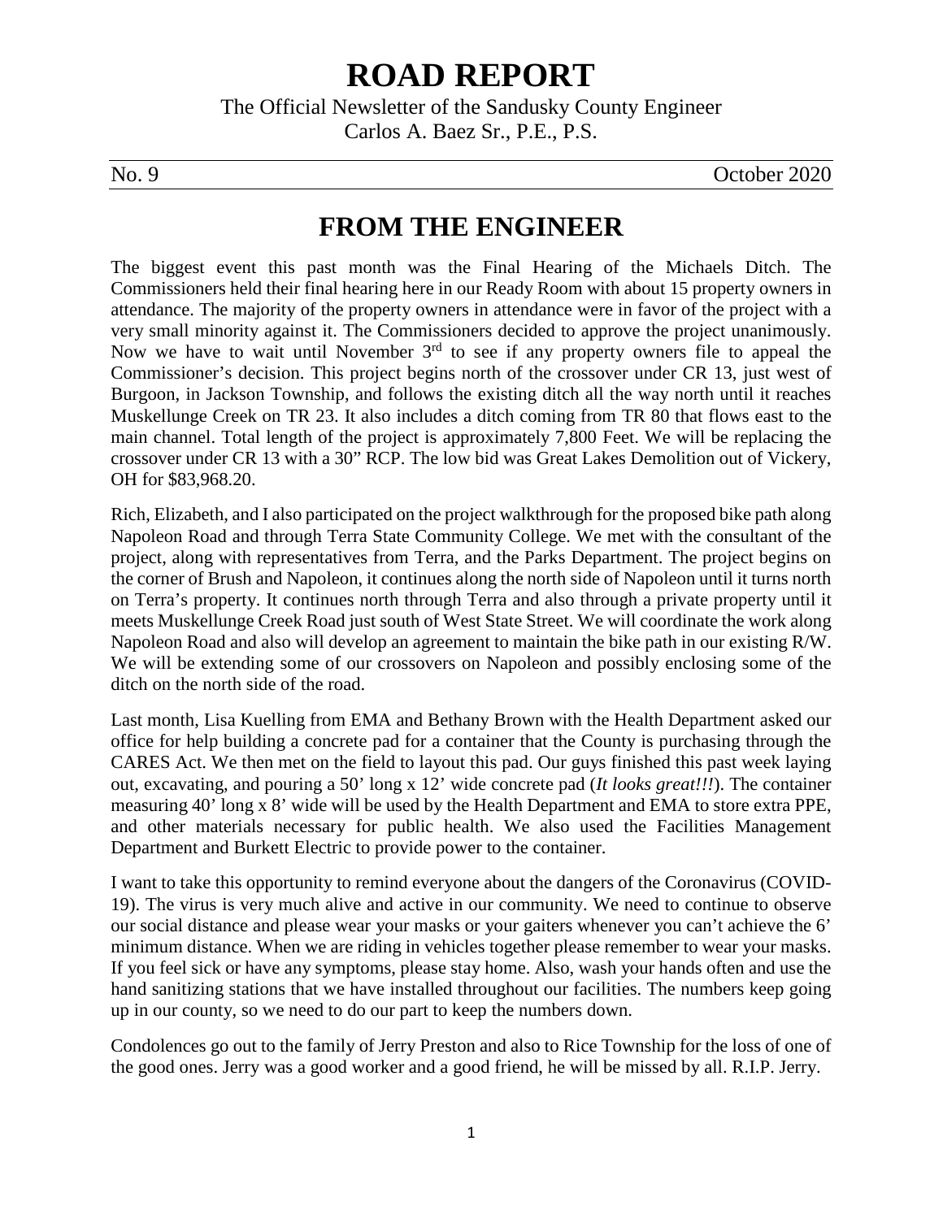# ROAD REPORT

The Official Newsletter of the Sandusky County Engineer

Carlos A. Baez Sr., P.E., P.S.

No. 9 October 2020

## FROM THE ENGINEER

The biggest event this past month was the Final Hearing of the Michaels Ditch. The Commissioners held their final hearing here in our Ready Room with about 15 property owners in attendance. The majority of the property owners in attendance were in favor of the project with a very small minority against it. The Commissioners decided to approve the project unanimously. Now we have to wait until November 3rd to see if any property owners file to appeal the Commissioner's decision. This project begins north of the crossover under CR 13, just west of Burgoon, in Jackson Township, and follows the existing ditch all the way north until it reaches Muskellunge Creek on TR 23. It also includes a ditch coming from TR 80 that flows east to the main channel. Total length of the project is approximately 7,800 Feet. We will be replacing the crossover under CR 13 with a 30" RCP. The low bid was Great Lakes Demolition out of Vickery, OH for $83,968.20.

Rich, Elizabeth, and I also participated on the project walkthrough for the proposed bike path along Napoleon Road and through Terra State Community College. We met with the consultant of the project, along with representatives from Terra, and the Parks Department. The project begins on the corner of Brush and Napoleon, it continues along the north side of Napoleon until it turns north on Terra's property. It continues north through Terra and also through a private property until it meets Muskellunge Creek Road just south of West State Street. We will coordinate the work along Napoleon Road and also will develop an agreement to maintain the bike path in our existing R/W. We will be extending some of our crossovers on Napoleon and possibly enclosing some of the ditch on the north side of the road.

Last month, Lisa Kuelling from EMA and Bethany Brown with the Health Department asked our office for help building a concrete pad for a container that the County is purchasing through the CARES Act. We then met on the field to layout this pad. Our guys finished this past week laying out, excavating, and pouring a 50' long x 12' wide concrete pad (*It looks great!!!*). The container measuring 40' long x 8' wide will be used by the Health Department and EMA to store extra PPE, and other materials necessary for public health. We also used the Facilities Management Department and Burkett Electric to provide power to the container.

I want to take this opportunity to remind everyone about the dangers of the Coronavirus (COVID-19). The virus is very much alive and active in our community. We need to continue to observe our social distance and please wear your masks or your gaiters whenever you can't achieve the 6' minimum distance. When we are riding in vehicles together please remember to wear your masks. If you feel sick or have any symptoms, please stay home. Also, wash your hands often and use the hand sanitizing stations that we have installed throughout our facilities. The numbers keep going up in our county, so we need to do our part to keep the numbers down.

Condolences go out to the family of Jerry Preston and also to Rice Township for the loss of one of the good ones. Jerry was a good worker and a good friend, he will be missed by all. R.I.P. Jerry.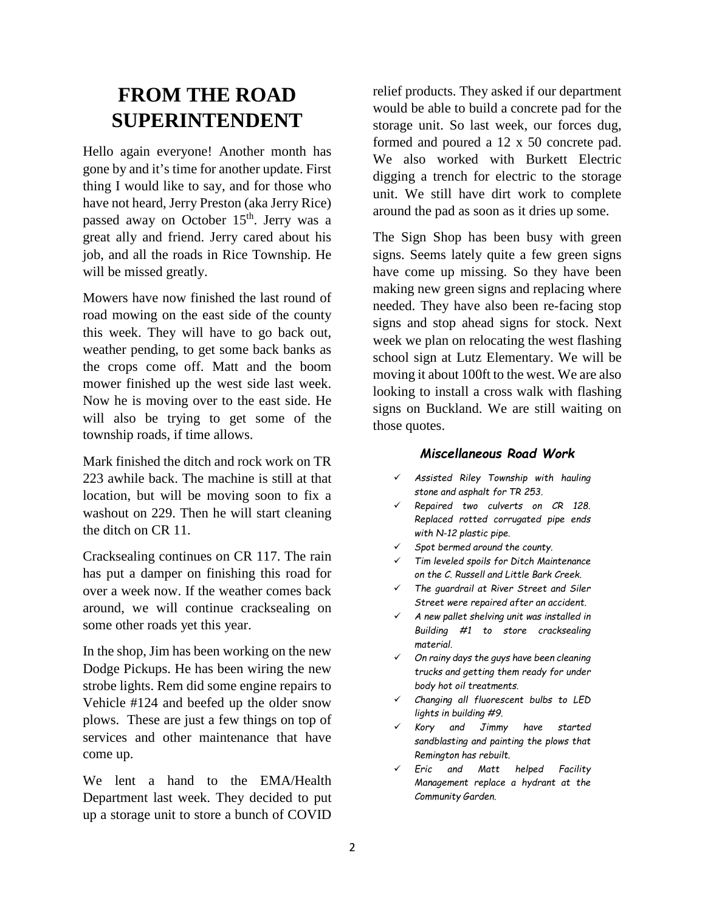# FROM THE ROAD SUPERINTENDENT

Hello again everyone! Another month has gone by and it's time for another update. First thing I would like to say, and for those who have not heard, Jerry Preston (aka Jerry Rice) passed away on October 15th. Jerry was a great ally and friend. Jerry cared about his job, and all the roads in Rice Township. He will be missed greatly.

Mowers have now finished the last round of road mowing on the east side of the county this week. They will have to go back out, weather pending, to get some back banks as the crops come off. Matt and the boom mower finished up the west side last week. Now he is moving over to the east side. He will also be trying to get some of the township roads, if time allows.

Mark finished the ditch and rock work on TR 223 awhile back. The machine is still at that location, but will be moving soon to fix a washout on 229. Then he will start cleaning the ditch on CR 11.

Cracksealing continues on CR 117. The rain has put a damper on finishing this road for over a week now. If the weather comes back around, we will continue cracksealing on some other roads yet this year.

In the shop, Jim has been working on the new Dodge Pickups. He has been wiring the new strobe lights. Rem did some engine repairs to Vehicle #124 and beefed up the older snow plows. These are just a few things on top of services and other maintenance that have come up.

We lent a hand to the EMA/Health Department last week. They decided to put up a storage unit to store a bunch of COVID relief products. They asked if our department would be able to build a concrete pad for the storage unit. So last week, our forces dug, formed and poured a 12 x 50 concrete pad. We also worked with Burkett Electric digging a trench for electric to the storage unit. We still have dirt work to complete around the pad as soon as it dries up some.

The Sign Shop has been busy with green signs. Seems lately quite a few green signs have come up missing. So they have been making new green signs and replacing where needed. They have also been re-facing stop signs and stop ahead signs for stock. Next week we plan on relocating the west flashing school sign at Lutz Elementary. We will be moving it about 100ft to the west. We are also looking to install a cross walk with flashing signs on Buckland. We are still waiting on those quotes.

### *Miscellaneous Road Work*

- ✓ *Assisted Riley Township with hauling stone and asphalt for TR 253.*
- ✓ *Repaired two culverts on CR 128. Replaced rotted corrugated pipe ends with N-12 plastic pipe.*
- ✓ *Spot bermed around the county.*
- ✓ *Tim leveled spoils for Ditch Maintenance on the C. Russell and Little Bark Creek.*
- ✓ *The guardrail at River Street and Siler Street were repaired after an accident.*
- ✓ *A new pallet shelving unit was installed in Building #1 to store cracksealing material.*
- ✓ *On rainy days the guys have been cleaning trucks and getting them ready for under body hot oil treatments.*
- ✓ *Changing all fluorescent bulbs to LED lights in building #9.*
- ✓ *Kory and Jimmy have started sandblasting and painting the plows that Remington has rebuilt.*
- ✓ *Eric and Matt helped Facility Management replace a hydrant at the Community Garden.*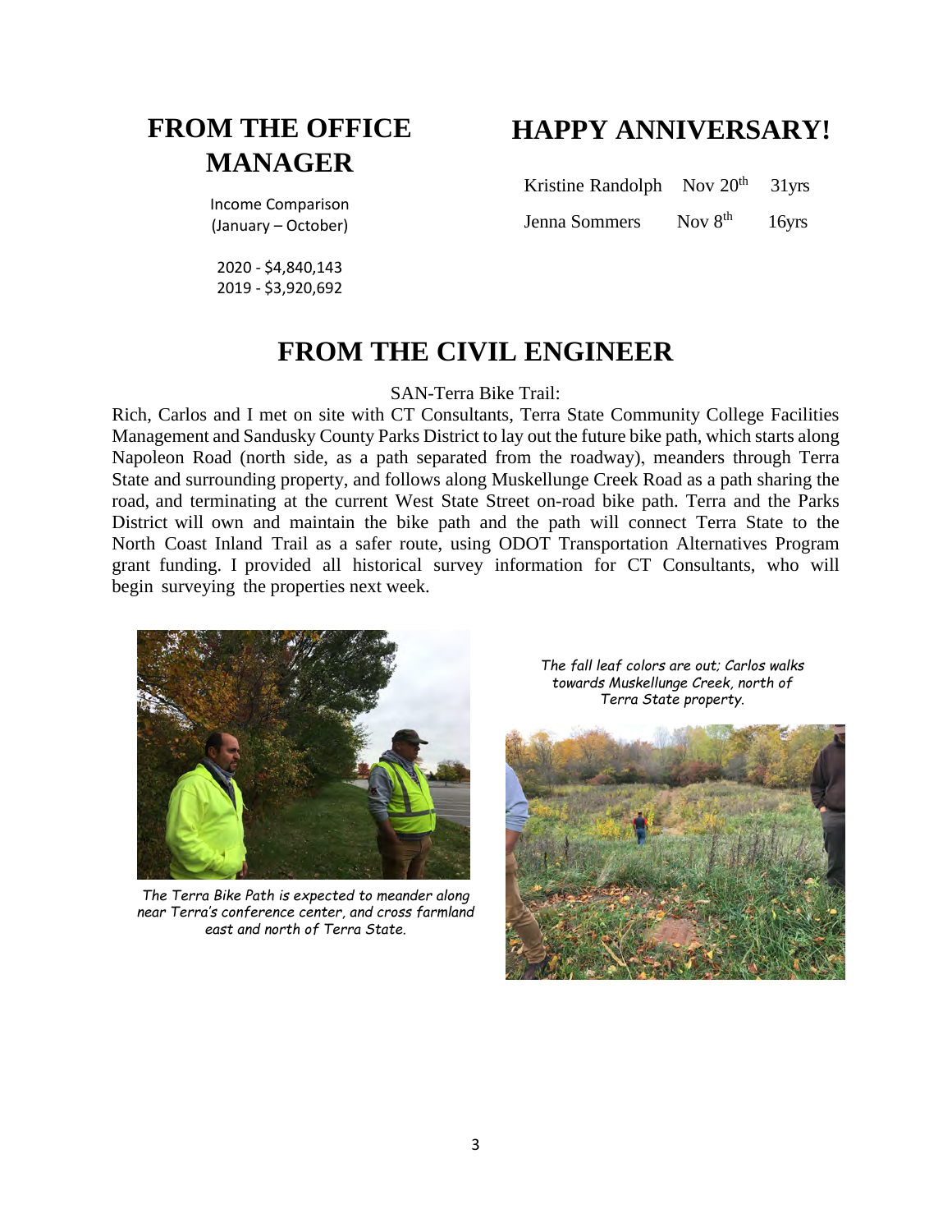## FROM THE OFFICE MANAGER

Income Comparison
(January – October)

2020 - $4,840,143
2019 - $3,920,692

## HAPPY ANNIVERSARY!

| | | |
|---|---|---|
| Kristine Randolph | Nov 20th | 31yrs |
| Jenna Sommers | Nov 8th | 16yrs |

## FROM THE CIVIL ENGINEER

SAN-Terra Bike Trail:

Rich, Carlos and I met on site with CT Consultants, Terra State Community College Facilities Management and Sandusky County Parks District to lay out the future bike path, which starts along Napoleon Road (north side, as a path separated from the roadway), meanders through Terra State and surrounding property, and follows along Muskellunge Creek Road as a path sharing the road, and terminating at the current West State Street on-road bike path. Terra and the Parks District will own and maintain the bike path and the path will connect Terra State to the North Coast Inland Trail as a safer route, using ODOT Transportation Alternatives Program grant funding. I provided all historical survey information for CT Consultants, who will begin surveying the properties next week.

*The Terra Bike Path is expected to meander along near Terra's conference center, and cross farmland east and north of Terra State.*

*The fall leaf colors are out; Carlos walks towards Muskellunge Creek, north of Terra State property.*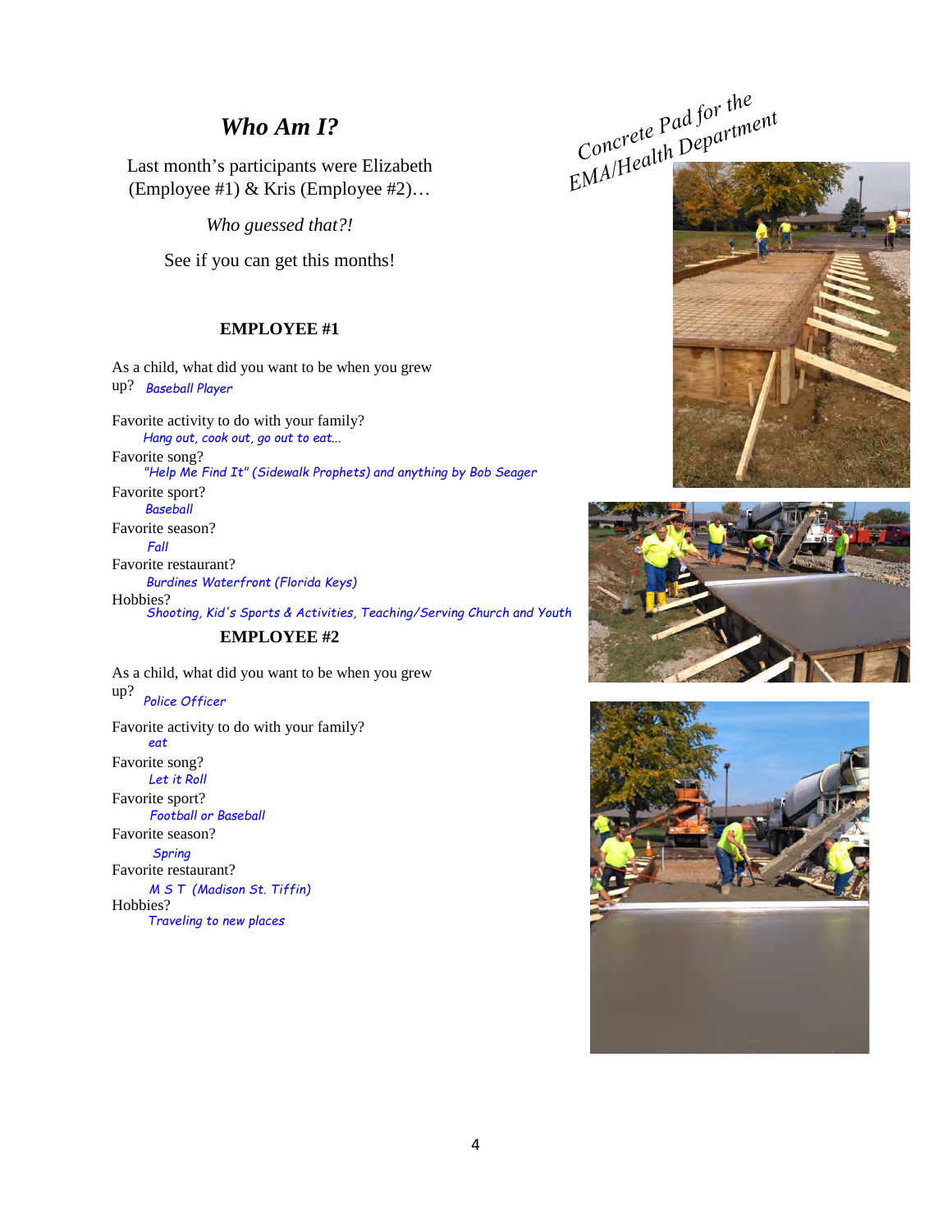## *Who Am I?*

Last month's participants were Elizabeth (Employee #1) & Kris (Employee #2)…

*Who guessed that?!*

See if you can get this months!

### EMPLOYEE #1

As a child, what did you want to be when you grew up? *Baseball Player*

Favorite activity to do with your family?
*Hang out, cook out, go out to eat...*

Favorite song?
*"Help Me Find It" (Sidewalk Prophets) and anything by Bob Seager*

Favorite sport?
*Baseball*

Favorite season?
*Fall*

Favorite restaurant?
*Burdines Waterfront (Florida Keys)*

Hobbies?
*Shooting, Kid's Sports & Activities, Teaching/Serving Church and Youth*

### EMPLOYEE #2

As a child, what did you want to be when you grew up? *Police Officer*

Favorite activity to do with your family?
*eat*

Favorite song?
*Let it Roll*

Favorite sport?
*Football or Baseball*

Favorite season?
*Spring*

Favorite restaurant?
*M S T (Madison St. Tiffin)*

Hobbies?
*Traveling to new places*

*Concrete Pad for the EMA/Health Department*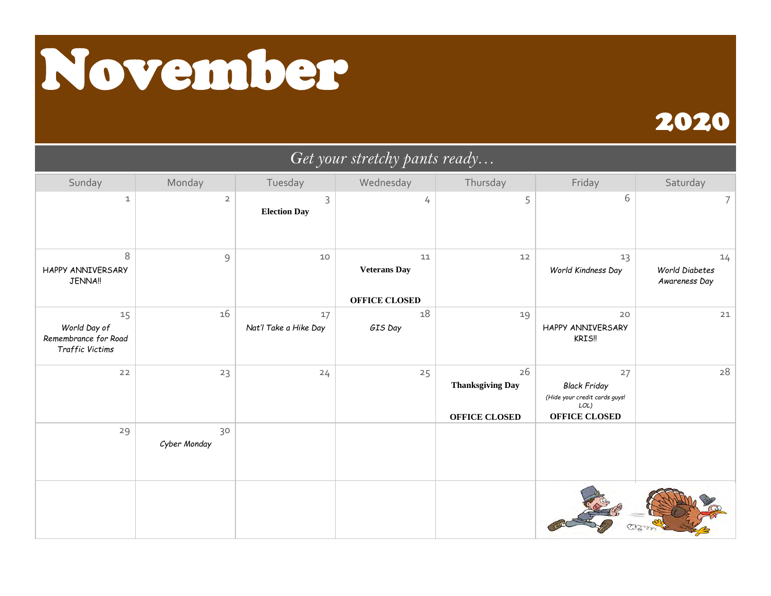# November

## 2020

*Get your stretchy pants ready…*

| Sunday | Monday | Tuesday | Wednesday | Thursday | Friday | Saturday |
|---|---|---|---|---|---|---|
| 1 | 2 | 3 **Election Day** | 4 | 5 | 6 | 7 |
| 8 HAPPY ANNIVERSARY JENNA!! | 9 | 10 | 11 **Veterans Day** **OFFICE CLOSED** | 12 | 13 *World Kindness Day* | 14 *World Diabetes Awareness Day* |
| 15 *World Day of Remembrance for Road Traffic Victims* | 16 | 17 *Nat'l Take a Hike Day* | 18 *GIS Day* | 19 | 20 HAPPY ANNIVERSARY KRIS!! | 21 |
| 22 | 23 | 24 | 25 | 26 **Thanksgiving Day** **OFFICE CLOSED** | 27 *Black Friday* *(Hide your credit cards guys! LOL)* **OFFICE CLOSED** | 28 |
| 29 | 30 *Cyber Monday* | | | | | |
| | | | | | | |